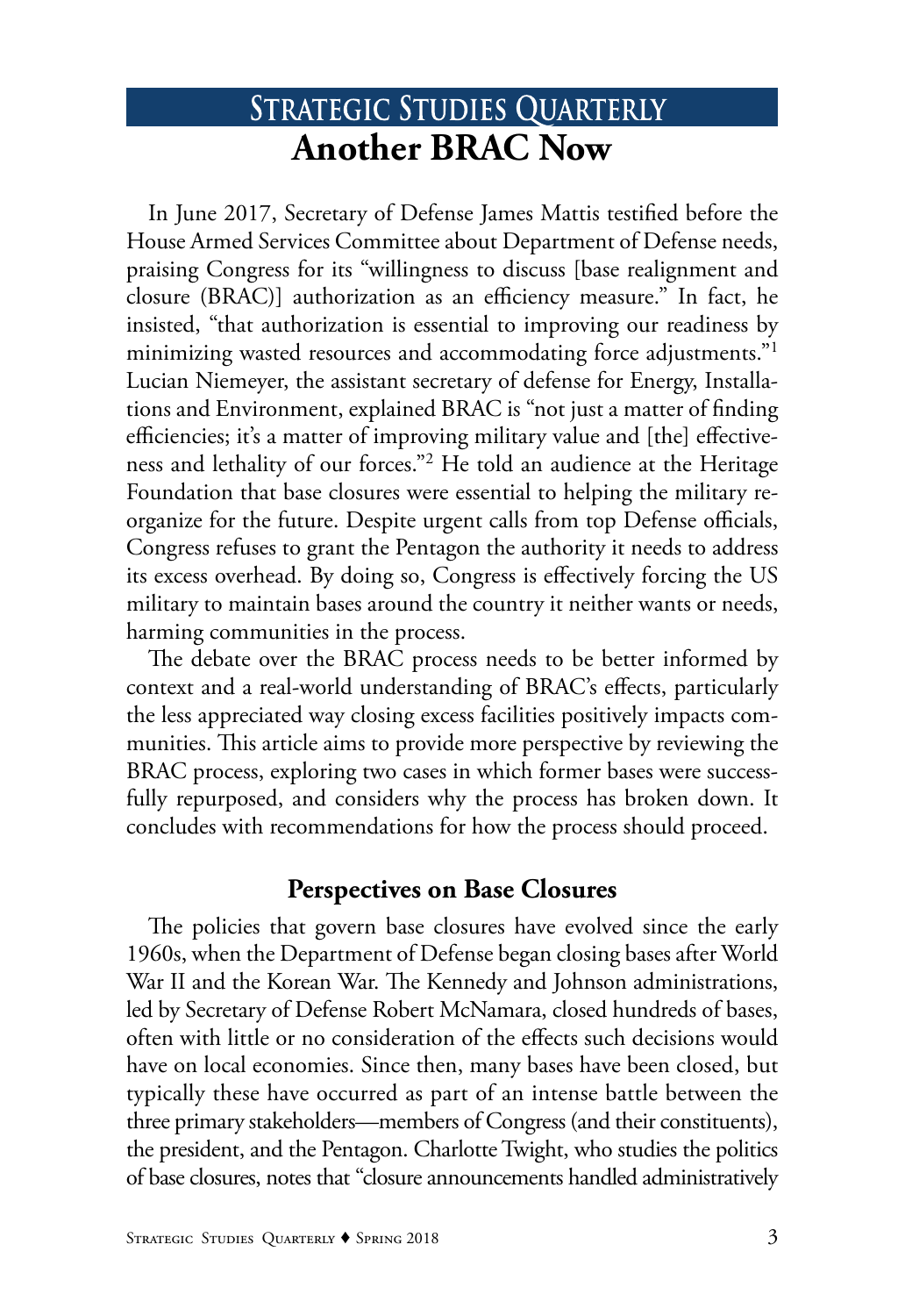# Another BRAC Now

In June 2017, Secretary of Defense James Mattis testified before the House Armed Services Committee about Department of Defense needs, praising Congress for its "willingness to discuss [base realignment and closure (BRAC)] authorization as an efficiency measure." In fact, he insisted, "that authorization is essential to improving our readiness by minimizing wasted resources and accommodating force adjustments."[1] Lucian Niemeyer, the assistant secretary of defense for Energy, Installations and Environment, explained BRAC is "not just a matter of finding efficiencies; it's a matter of improving military value and [the] effectiveness and lethality of our forces."[2] He told an audience at the Heritage Foundation that base closures were essential to helping the military reorganize for the future. Despite urgent calls from top Defense officials, Congress refuses to grant the Pentagon the authority it needs to address its excess overhead. By doing so, Congress is effectively forcing the US military to maintain bases around the country it neither wants or needs, harming communities in the process.

The debate over the BRAC process needs to be better informed by context and a real-world understanding of BRAC's effects, particularly the less appreciated way closing excess facilities positively impacts communities. This article aims to provide more perspective by reviewing the BRAC process, exploring two cases in which former bases were successfully repurposed, and considers why the process has broken down. It concludes with recommendations for how the process should proceed.

## Perspectives on Base Closures

The policies that govern base closures have evolved since the early 1960s, when the Department of Defense began closing bases after World War II and the Korean War. The Kennedy and Johnson administrations, led by Secretary of Defense Robert McNamara, closed hundreds of bases, often with little or no consideration of the effects such decisions would have on local economies. Since then, many bases have been closed, but typically these have occurred as part of an intense battle between the three primary stakeholders—members of Congress (and their constituents), the president, and the Pentagon. Charlotte Twight, who studies the politics of base closures, notes that "closure announcements handled administratively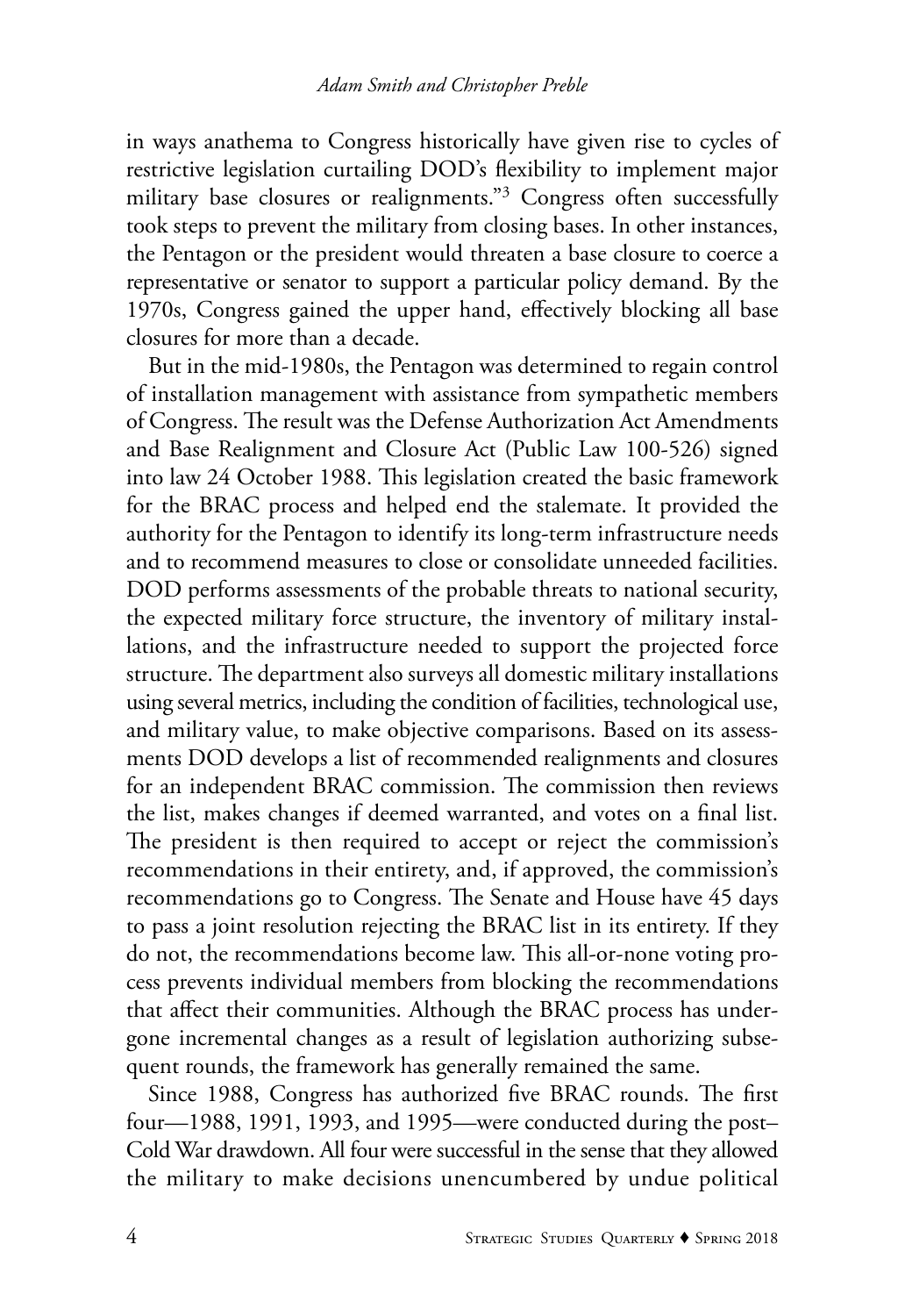in ways anathema to Congress historically have given rise to cycles of restrictive legislation curtailing DOD's flexibility to implement major military base closures or realignments."[3] Congress often successfully took steps to prevent the military from closing bases. In other instances, the Pentagon or the president would threaten a base closure to coerce a representative or senator to support a particular policy demand. By the 1970s, Congress gained the upper hand, effectively blocking all base closures for more than a decade.

But in the mid-1980s, the Pentagon was determined to regain control of installation management with assistance from sympathetic members of Congress. The result was the Defense Authorization Act Amendments and Base Realignment and Closure Act (Public Law 100-526) signed into law 24 October 1988. This legislation created the basic framework for the BRAC process and helped end the stalemate. It provided the authority for the Pentagon to identify its long-term infrastructure needs and to recommend measures to close or consolidate unneeded facilities. DOD performs assessments of the probable threats to national security, the expected military force structure, the inventory of military installations, and the infrastructure needed to support the projected force structure. The department also surveys all domestic military installations using several metrics, including the condition of facilities, technological use, and military value, to make objective comparisons. Based on its assessments DOD develops a list of recommended realignments and closures for an independent BRAC commission. The commission then reviews the list, makes changes if deemed warranted, and votes on a final list. The president is then required to accept or reject the commission's recommendations in their entirety, and, if approved, the commission's recommendations go to Congress. The Senate and House have 45 days to pass a joint resolution rejecting the BRAC list in its entirety. If they do not, the recommendations become law. This all-or-none voting process prevents individual members from blocking the recommendations that affect their communities. Although the BRAC process has undergone incremental changes as a result of legislation authorizing subsequent rounds, the framework has generally remained the same.

Since 1988, Congress has authorized five BRAC rounds. The first four—1988, 1991, 1993, and 1995—were conducted during the post–Cold War drawdown. All four were successful in the sense that they allowed the military to make decisions unencumbered by undue political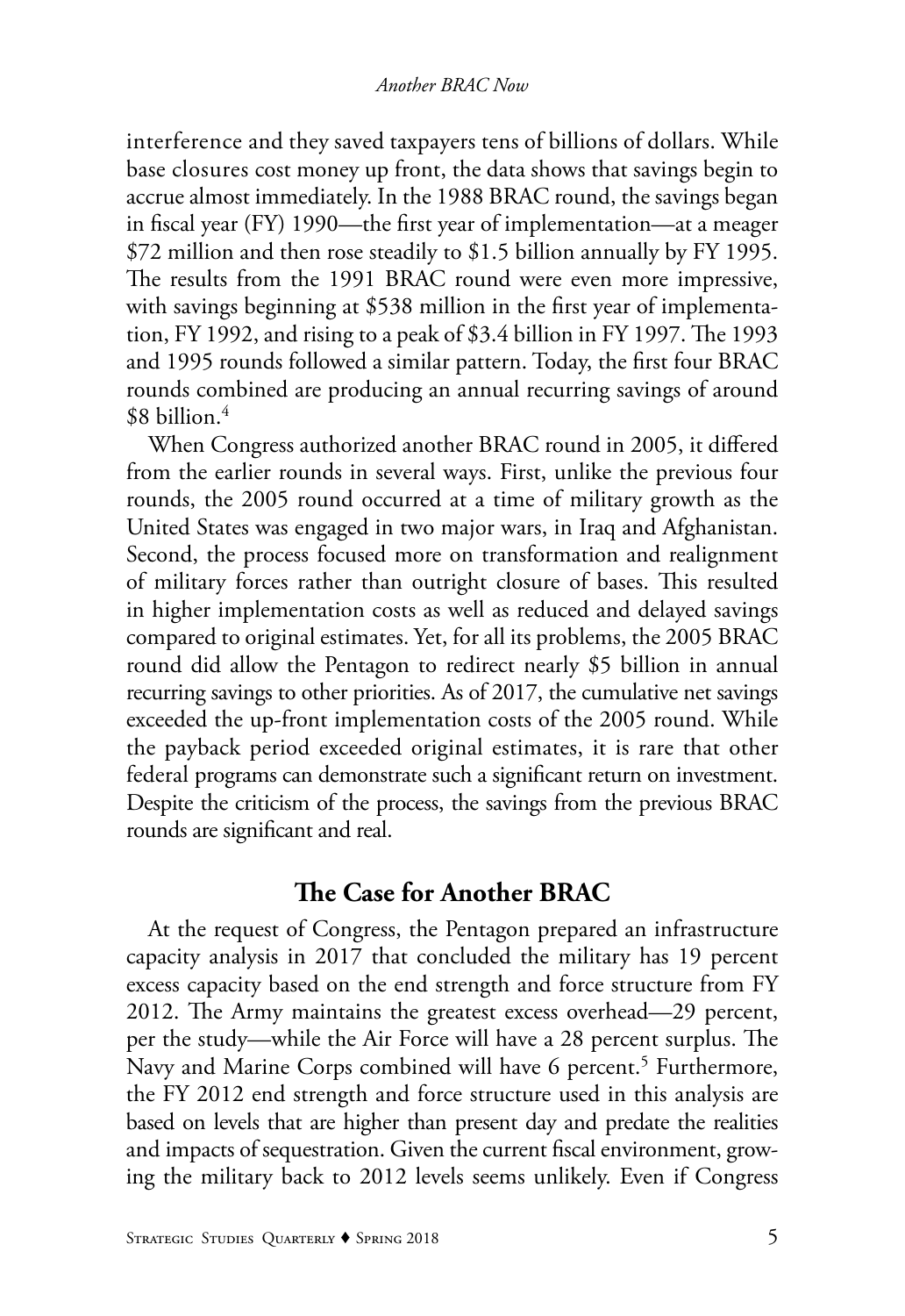interference and they saved taxpayers tens of billions of dollars. While base closures cost money up front, the data shows that savings begin to accrue almost immediately. In the 1988 BRAC round, the savings began in fiscal year (FY) 1990—the first year of implementation—at a meager $72 million and then rose steadily to $1.5 billion annually by FY 1995. The results from the 1991 BRAC round were even more impressive, with savings beginning at $538 million in the first year of implementation, FY 1992, and rising to a peak of $3.4 billion in FY 1997. The 1993 and 1995 rounds followed a similar pattern. Today, the first four BRAC rounds combined are producing an annual recurring savings of around $8 billion.[4]

When Congress authorized another BRAC round in 2005, it differed from the earlier rounds in several ways. First, unlike the previous four rounds, the 2005 round occurred at a time of military growth as the United States was engaged in two major wars, in Iraq and Afghanistan. Second, the process focused more on transformation and realignment of military forces rather than outright closure of bases. This resulted in higher implementation costs as well as reduced and delayed savings compared to original estimates. Yet, for all its problems, the 2005 BRAC round did allow the Pentagon to redirect nearly $5 billion in annual recurring savings to other priorities. As of 2017, the cumulative net savings exceeded the up-front implementation costs of the 2005 round. While the payback period exceeded original estimates, it is rare that other federal programs can demonstrate such a significant return on investment. Despite the criticism of the process, the savings from the previous BRAC rounds are significant and real.

## The Case for Another BRAC

At the request of Congress, the Pentagon prepared an infrastructure capacity analysis in 2017 that concluded the military has 19 percent excess capacity based on the end strength and force structure from FY 2012. The Army maintains the greatest excess overhead—29 percent, per the study—while the Air Force will have a 28 percent surplus. The Navy and Marine Corps combined will have 6 percent.[5] Furthermore, the FY 2012 end strength and force structure used in this analysis are based on levels that are higher than present day and predate the realities and impacts of sequestration. Given the current fiscal environment, growing the military back to 2012 levels seems unlikely. Even if Congress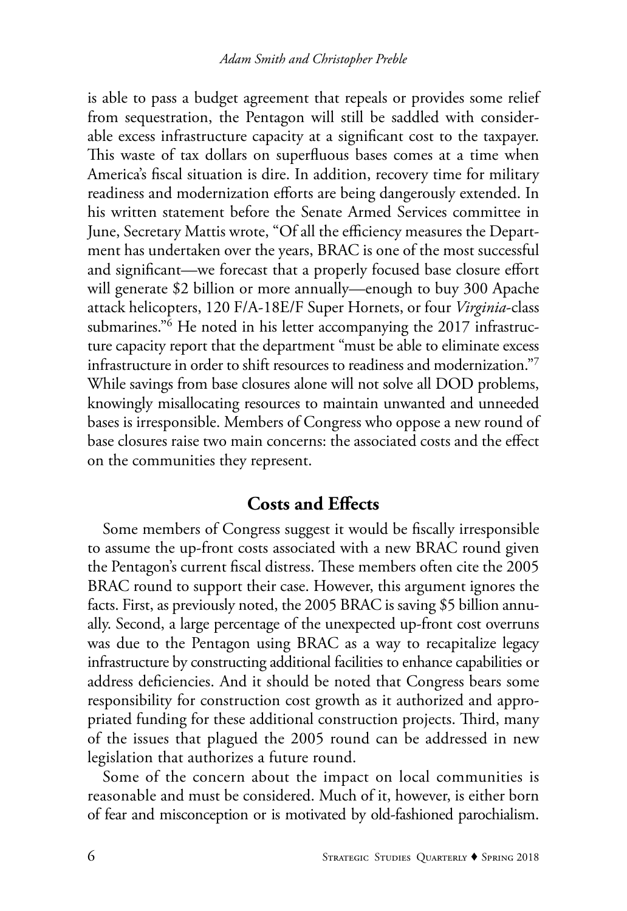is able to pass a budget agreement that repeals or provides some relief from sequestration, the Pentagon will still be saddled with considerable excess infrastructure capacity at a significant cost to the taxpayer. This waste of tax dollars on superfluous bases comes at a time when America's fiscal situation is dire. In addition, recovery time for military readiness and modernization efforts are being dangerously extended. In his written statement before the Senate Armed Services committee in June, Secretary Mattis wrote, "Of all the efficiency measures the Department has undertaken over the years, BRAC is one of the most successful and significant—we forecast that a properly focused base closure effort will generate $2 billion or more annually—enough to buy 300 Apache attack helicopters, 120 F/A-18E/F Super Hornets, or four *Virginia*-class submarines."[6] He noted in his letter accompanying the 2017 infrastructure capacity report that the department "must be able to eliminate excess infrastructure in order to shift resources to readiness and modernization."[7] While savings from base closures alone will not solve all DOD problems, knowingly misallocating resources to maintain unwanted and unneeded bases is irresponsible. Members of Congress who oppose a new round of base closures raise two main concerns: the associated costs and the effect on the communities they represent.

## Costs and Effects

Some members of Congress suggest it would be fiscally irresponsible to assume the up-front costs associated with a new BRAC round given the Pentagon's current fiscal distress. These members often cite the 2005 BRAC round to support their case. However, this argument ignores the facts. First, as previously noted, the 2005 BRAC is saving $5 billion annually. Second, a large percentage of the unexpected up-front cost overruns was due to the Pentagon using BRAC as a way to recapitalize legacy infrastructure by constructing additional facilities to enhance capabilities or address deficiencies. And it should be noted that Congress bears some responsibility for construction cost growth as it authorized and appropriated funding for these additional construction projects. Third, many of the issues that plagued the 2005 round can be addressed in new legislation that authorizes a future round.

Some of the concern about the impact on local communities is reasonable and must be considered. Much of it, however, is either born of fear and misconception or is motivated by old-fashioned parochialism.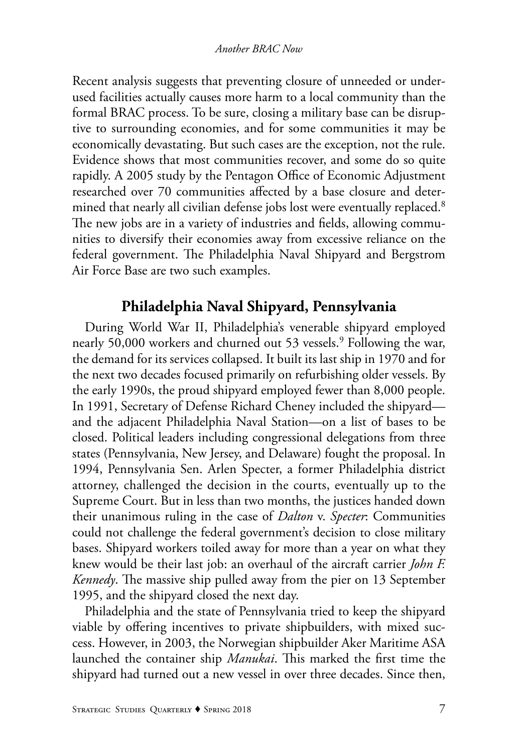Recent analysis suggests that preventing closure of unneeded or underused facilities actually causes more harm to a local community than the formal BRAC process. To be sure, closing a military base can be disruptive to surrounding economies, and for some communities it may be economically devastating. But such cases are the exception, not the rule. Evidence shows that most communities recover, and some do so quite rapidly. A 2005 study by the Pentagon Office of Economic Adjustment researched over 70 communities affected by a base closure and determined that nearly all civilian defense jobs lost were eventually replaced.[8] The new jobs are in a variety of industries and fields, allowing communities to diversify their economies away from excessive reliance on the federal government. The Philadelphia Naval Shipyard and Bergstrom Air Force Base are two such examples.

## Philadelphia Naval Shipyard, Pennsylvania

During World War II, Philadelphia's venerable shipyard employed nearly 50,000 workers and churned out 53 vessels.[9] Following the war, the demand for its services collapsed. It built its last ship in 1970 and for the next two decades focused primarily on refurbishing older vessels. By the early 1990s, the proud shipyard employed fewer than 8,000 people. In 1991, Secretary of Defense Richard Cheney included the shipyard—and the adjacent Philadelphia Naval Station—on a list of bases to be closed. Political leaders including congressional delegations from three states (Pennsylvania, New Jersey, and Delaware) fought the proposal. In 1994, Pennsylvania Sen. Arlen Specter, a former Philadelphia district attorney, challenged the decision in the courts, eventually up to the Supreme Court. But in less than two months, the justices handed down their unanimous ruling in the case of *Dalton* v. *Specter*: Communities could not challenge the federal government's decision to close military bases. Shipyard workers toiled away for more than a year on what they knew would be their last job: an overhaul of the aircraft carrier *John F. Kennedy*. The massive ship pulled away from the pier on 13 September 1995, and the shipyard closed the next day.

Philadelphia and the state of Pennsylvania tried to keep the shipyard viable by offering incentives to private shipbuilders, with mixed success. However, in 2003, the Norwegian shipbuilder Aker Maritime ASA launched the container ship *Manukai*. This marked the first time the shipyard had turned out a new vessel in over three decades. Since then,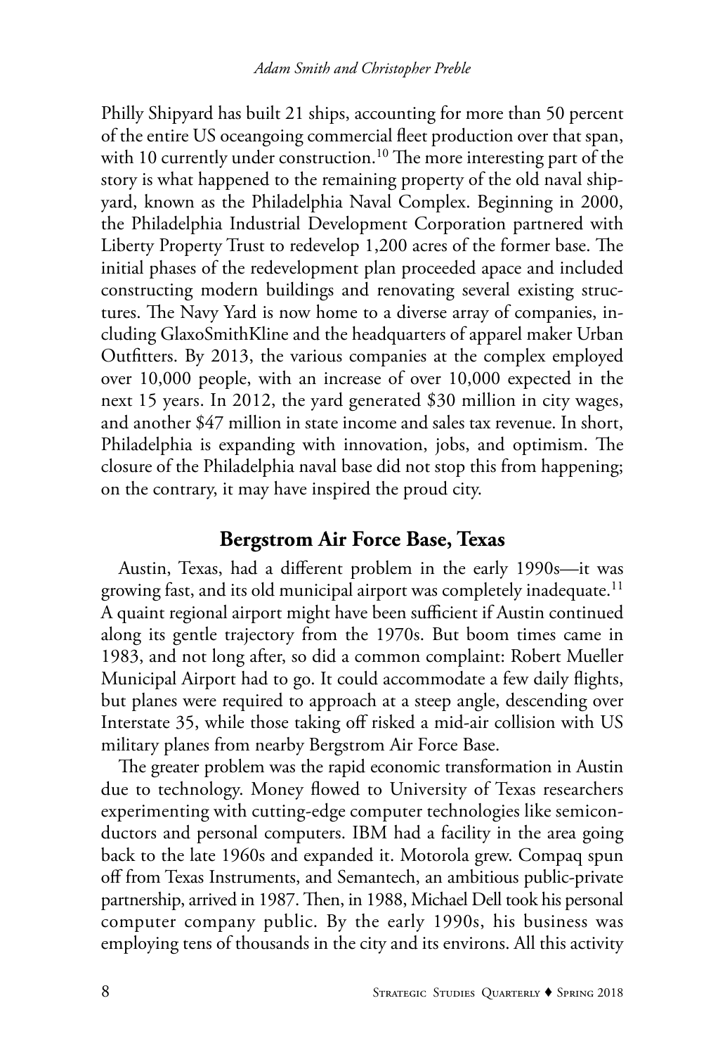Philly Shipyard has built 21 ships, accounting for more than 50 percent of the entire US oceangoing commercial fleet production over that span, with 10 currently under construction.[10] The more interesting part of the story is what happened to the remaining property of the old naval shipyard, known as the Philadelphia Naval Complex. Beginning in 2000, the Philadelphia Industrial Development Corporation partnered with Liberty Property Trust to redevelop 1,200 acres of the former base. The initial phases of the redevelopment plan proceeded apace and included constructing modern buildings and renovating several existing structures. The Navy Yard is now home to a diverse array of companies, including GlaxoSmithKline and the headquarters of apparel maker Urban Outfitters. By 2013, the various companies at the complex employed over 10,000 people, with an increase of over 10,000 expected in the next 15 years. In 2012, the yard generated $30 million in city wages, and another $47 million in state income and sales tax revenue. In short, Philadelphia is expanding with innovation, jobs, and optimism. The closure of the Philadelphia naval base did not stop this from happening; on the contrary, it may have inspired the proud city.

## Bergstrom Air Force Base, Texas

Austin, Texas, had a different problem in the early 1990s—it was growing fast, and its old municipal airport was completely inadequate.[11] A quaint regional airport might have been sufficient if Austin continued along its gentle trajectory from the 1970s. But boom times came in 1983, and not long after, so did a common complaint: Robert Mueller Municipal Airport had to go. It could accommodate a few daily flights, but planes were required to approach at a steep angle, descending over Interstate 35, while those taking off risked a mid-air collision with US military planes from nearby Bergstrom Air Force Base.

The greater problem was the rapid economic transformation in Austin due to technology. Money flowed to University of Texas researchers experimenting with cutting-edge computer technologies like semiconductors and personal computers. IBM had a facility in the area going back to the late 1960s and expanded it. Motorola grew. Compaq spun off from Texas Instruments, and Semantech, an ambitious public-private partnership, arrived in 1987. Then, in 1988, Michael Dell took his personal computer company public. By the early 1990s, his business was employing tens of thousands in the city and its environs. All this activity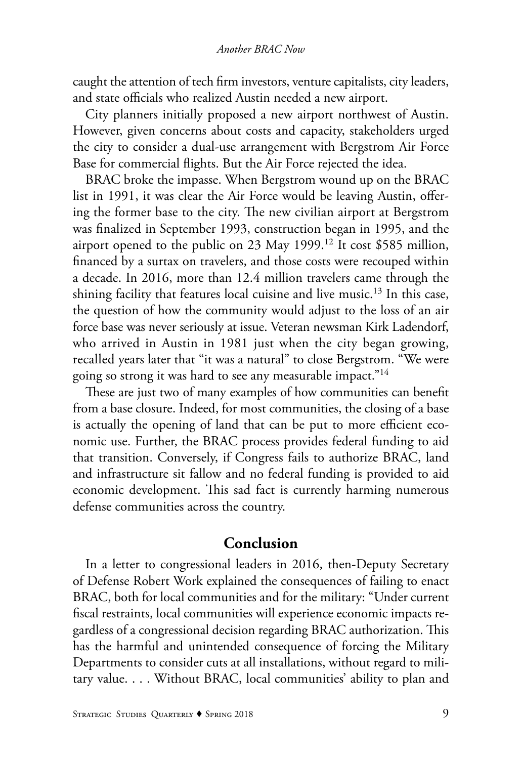caught the attention of tech firm investors, venture capitalists, city leaders, and state officials who realized Austin needed a new airport.

City planners initially proposed a new airport northwest of Austin. However, given concerns about costs and capacity, stakeholders urged the city to consider a dual-use arrangement with Bergstrom Air Force Base for commercial flights. But the Air Force rejected the idea.

BRAC broke the impasse. When Bergstrom wound up on the BRAC list in 1991, it was clear the Air Force would be leaving Austin, offering the former base to the city. The new civilian airport at Bergstrom was finalized in September 1993, construction began in 1995, and the airport opened to the public on 23 May 1999.[12] It cost $585 million, financed by a surtax on travelers, and those costs were recouped within a decade. In 2016, more than 12.4 million travelers came through the shining facility that features local cuisine and live music.[13] In this case, the question of how the community would adjust to the loss of an air force base was never seriously at issue. Veteran newsman Kirk Ladendorf, who arrived in Austin in 1981 just when the city began growing, recalled years later that "it was a natural" to close Bergstrom. "We were going so strong it was hard to see any measurable impact."[14]

These are just two of many examples of how communities can benefit from a base closure. Indeed, for most communities, the closing of a base is actually the opening of land that can be put to more efficient economic use. Further, the BRAC process provides federal funding to aid that transition. Conversely, if Congress fails to authorize BRAC, land and infrastructure sit fallow and no federal funding is provided to aid economic development. This sad fact is currently harming numerous defense communities across the country.

## Conclusion

In a letter to congressional leaders in 2016, then-Deputy Secretary of Defense Robert Work explained the consequences of failing to enact BRAC, both for local communities and for the military: "Under current fiscal restraints, local communities will experience economic impacts regardless of a congressional decision regarding BRAC authorization. This has the harmful and unintended consequence of forcing the Military Departments to consider cuts at all installations, without regard to military value. . . . Without BRAC, local communities' ability to plan and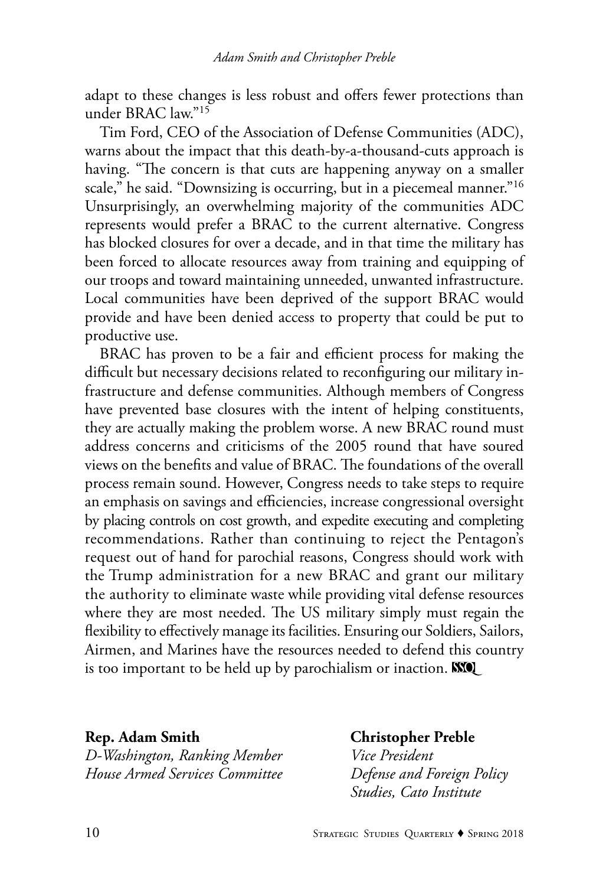adapt to these changes is less robust and offers fewer protections than under BRAC law."[15]

Tim Ford, CEO of the Association of Defense Communities (ADC), warns about the impact that this death-by-a-thousand-cuts approach is having. "The concern is that cuts are happening anyway on a smaller scale," he said. "Downsizing is occurring, but in a piecemeal manner."[16] Unsurprisingly, an overwhelming majority of the communities ADC represents would prefer a BRAC to the current alternative. Congress has blocked closures for over a decade, and in that time the military has been forced to allocate resources away from training and equipping of our troops and toward maintaining unneeded, unwanted infrastructure. Local communities have been deprived of the support BRAC would provide and have been denied access to property that could be put to productive use.

BRAC has proven to be a fair and efficient process for making the difficult but necessary decisions related to reconfiguring our military infrastructure and defense communities. Although members of Congress have prevented base closures with the intent of helping constituents, they are actually making the problem worse. A new BRAC round must address concerns and criticisms of the 2005 round that have soured views on the benefits and value of BRAC. The foundations of the overall process remain sound. However, Congress needs to take steps to require an emphasis on savings and efficiencies, increase congressional oversight by placing controls on cost growth, and expedite executing and completing recommendations. Rather than continuing to reject the Pentagon's request out of hand for parochial reasons, Congress should work with the Trump administration for a new BRAC and grant our military the authority to eliminate waste while providing vital defense resources where they are most needed. The US military simply must regain the flexibility to effectively manage its facilities. Ensuring our Soldiers, Sailors, Airmen, and Marines have the resources needed to defend this country is too important to be held up by parochialism or inaction.

**Rep. Adam Smith**
*D-Washington, Ranking Member*
*House Armed Services Committee*

**Christopher Preble**
*Vice President*
*Defense and Foreign Policy Studies, Cato Institute*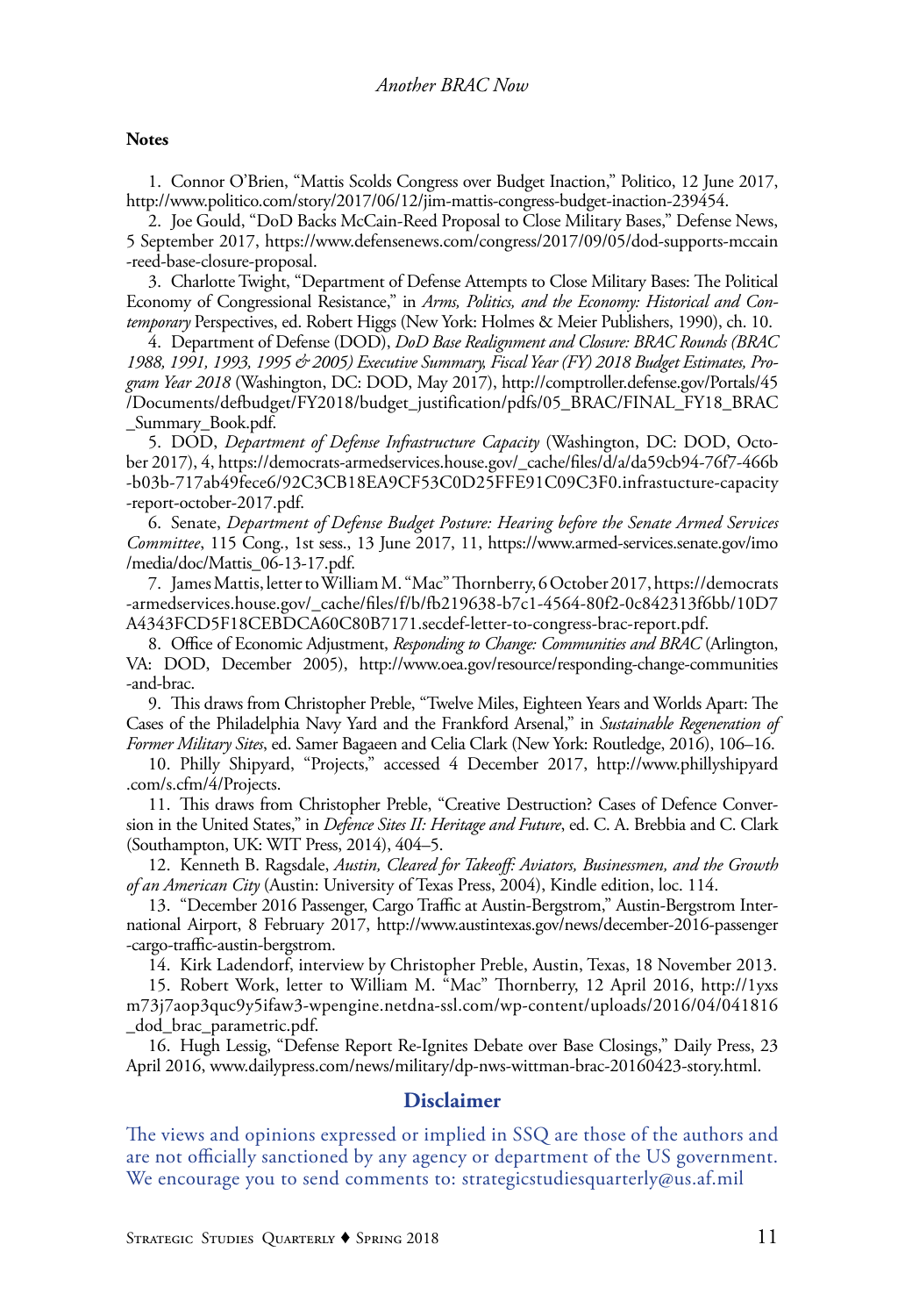## Notes

1. Connor O'Brien, "Mattis Scolds Congress over Budget Inaction," Politico, 12 June 2017, http://www.politico.com/story/2017/06/12/jim-mattis-congress-budget-inaction-239454.

2. Joe Gould, "DoD Backs McCain-Reed Proposal to Close Military Bases," Defense News, 5 September 2017, https://www.defensenews.com/congress/2017/09/05/dod-supports-mccain-reed-base-closure-proposal.

3. Charlotte Twight, "Department of Defense Attempts to Close Military Bases: The Political Economy of Congressional Resistance," in *Arms, Politics, and the Economy: Historical and Contemporary* Perspectives, ed. Robert Higgs (New York: Holmes & Meier Publishers, 1990), ch. 10.

4. Department of Defense (DOD), *DoD Base Realignment and Closure: BRAC Rounds (BRAC 1988, 1991, 1993, 1995 & 2005) Executive Summary, Fiscal Year (FY) 2018 Budget Estimates, Program Year 2018* (Washington, DC: DOD, May 2017), http://comptroller.defense.gov/Portals/45/Documents/defbudget/FY2018/budget_justification/pdfs/05_BRAC/FINAL_FY18_BRAC_Summary_Book.pdf.

5. DOD, *Department of Defense Infrastructure Capacity* (Washington, DC: DOD, October 2017), 4, https://democrats-armedservices.house.gov/_cache/files/d/a/da59cb94-76f7-466b-b03b-717ab49fece6/92C3CB18EA9CF53C0D25FFE91C09C3F0.infrastucture-capacity-report-october-2017.pdf.

6. Senate, *Department of Defense Budget Posture: Hearing before the Senate Armed Services Committee*, 115 Cong., 1st sess., 13 June 2017, 11, https://www.armed-services.senate.gov/imo/media/doc/Mattis_06-13-17.pdf.

7. James Mattis, letter to William M. "Mac" Thornberry, 6 October 2017, https://democrats-armedservices.house.gov/_cache/files/f/b/fb219638-b7c1-4564-80f2-0c842313f6bb/10D7A4343FCD5F18CEBDCA60C80B7171.secdef-letter-to-congress-brac-report.pdf.

8. Office of Economic Adjustment, *Responding to Change: Communities and BRAC* (Arlington, VA: DOD, December 2005), http://www.oea.gov/resource/responding-change-communities-and-brac.

9. This draws from Christopher Preble, "Twelve Miles, Eighteen Years and Worlds Apart: The Cases of the Philadelphia Navy Yard and the Frankford Arsenal," in *Sustainable Regeneration of Former Military Sites*, ed. Samer Bagaeen and Celia Clark (New York: Routledge, 2016), 106–16.

10. Philly Shipyard, "Projects," accessed 4 December 2017, http://www.phillyshipyard.com/s.cfm/4/Projects.

11. This draws from Christopher Preble, "Creative Destruction? Cases of Defence Conversion in the United States," in *Defence Sites II: Heritage and Future*, ed. C. A. Brebbia and C. Clark (Southampton, UK: WIT Press, 2014), 404–5.

12. Kenneth B. Ragsdale, *Austin, Cleared for Takeoff: Aviators, Businessmen, and the Growth of an American City* (Austin: University of Texas Press, 2004), Kindle edition, loc. 114.

13. "December 2016 Passenger, Cargo Traffic at Austin-Bergstrom," Austin-Bergstrom International Airport, 8 February 2017, http://www.austintexas.gov/news/december-2016-passenger-cargo-traffic-austin-bergstrom.

14. Kirk Ladendorf, interview by Christopher Preble, Austin, Texas, 18 November 2013.

15. Robert Work, letter to William M. "Mac" Thornberry, 12 April 2016, http://1yxsm73j7aop3quc9y5ifaw3-wpengine.netdna-ssl.com/wp-content/uploads/2016/04/041816_dod_brac_parametric.pdf.

16. Hugh Lessig, "Defense Report Re-Ignites Debate over Base Closings," Daily Press, 23 April 2016, www.dailypress.com/news/military/dp-nws-wittman-brac-20160423-story.html.

## Disclaimer

The views and opinions expressed or implied in SSQ are those of the authors and are not officially sanctioned by any agency or department of the US government. We encourage you to send comments to: strategicstudiesquarterly@us.af.mil